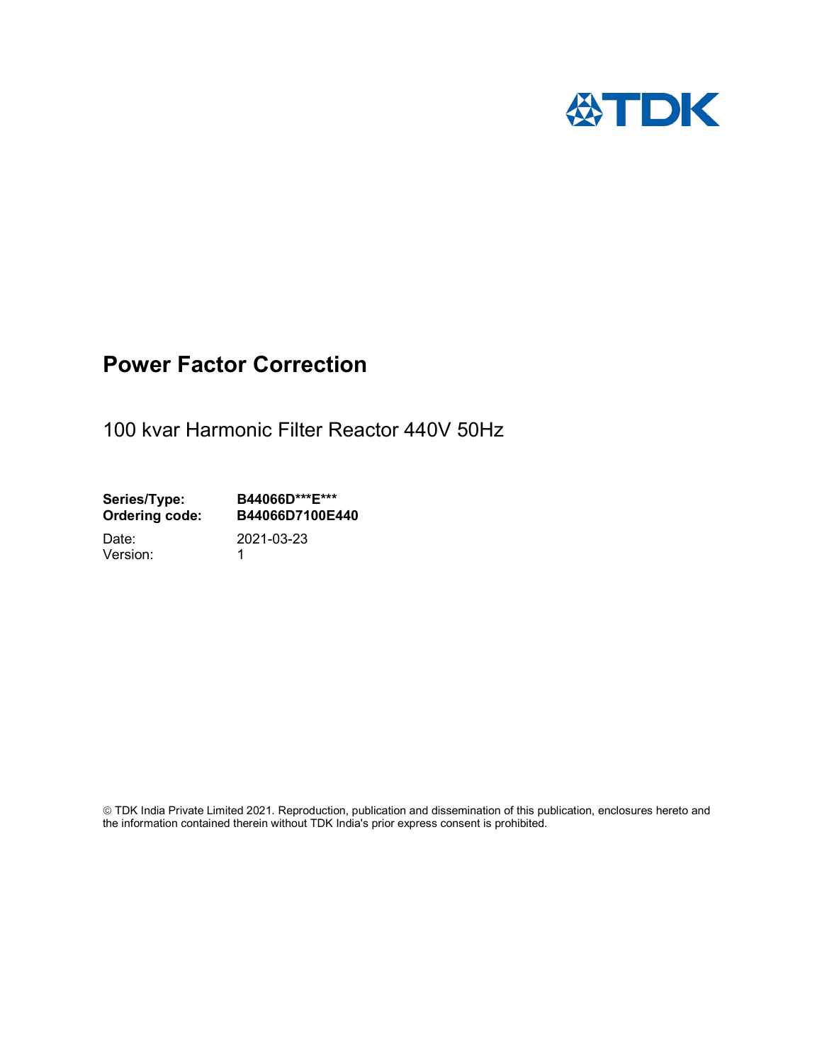TDK

# Power Factor Correction

100 kvar Harmonic Filter Reactor 440V 50Hz

**Series/Type:** **B44066D***E*****
**Ordering code:** **B44066D7100E440**

Date: 2021-03-23
Version: 1

© TDK India Private Limited 2021. Reproduction, publication and dissemination of this publication, enclosures hereto and the information contained therein without TDK India's prior express consent is prohibited.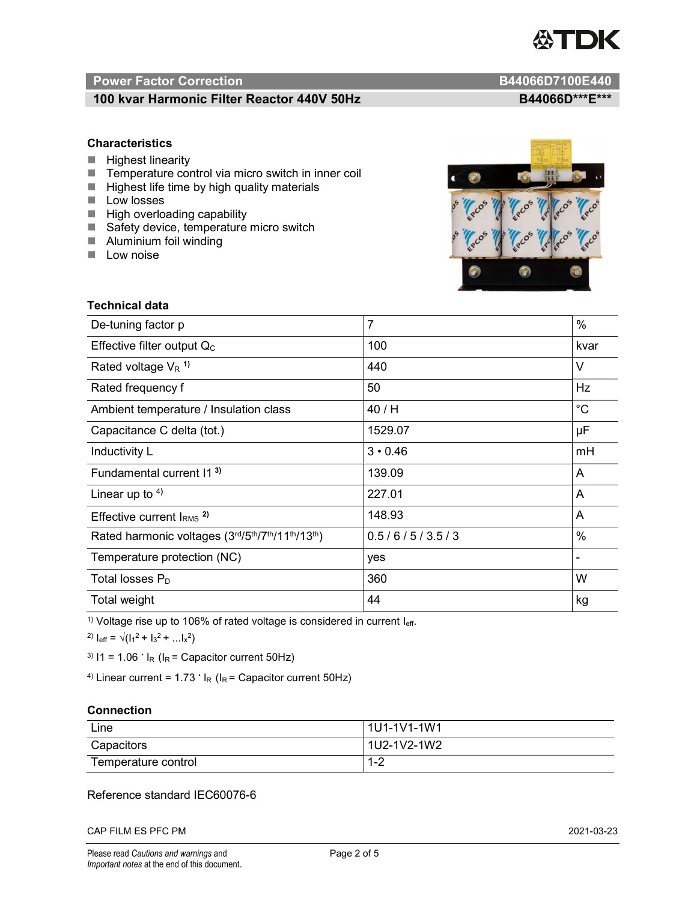**Power Factor Correction** **B44066D7100E440**

**100 kvar Harmonic Filter Reactor 440V 50Hz** **B44066D\*\*\*E\*\*\***

### Characteristics

- Highest linearity
- Temperature control via micro switch in inner coil
- Highest life time by high quality materials
- Low losses
- High overloading capability
- Safety device, temperature micro switch
- Aluminium foil winding
- Low noise

### Technical data

| | | |
|---|---|---|
| De-tuning factor p | 7 | % |
| Effective filter output $Q_C$ | 100 | kvar |
| Rated voltage $V_R$ [1)] | 440 | V |
| Rated frequency f | 50 | Hz |
| Ambient temperature / Insulation class | 40 / H | °C |
| Capacitance C delta (tot.) | 1529.07 | µF |
| Inductivity L | 3 • 0.46 | mH |
| Fundamental current I1 [3)] | 139.09 | A |
| Linear up to [4)] | 227.01 | A |
| Effective current $I_{RMS}$ [2)] | 148.93 | A |
| Rated harmonic voltages (3rd/5th/7th/11th/13th) | 0.5 / 6 / 5 / 3.5 / 3 | % |
| Temperature protection (NC) | yes | - |
| Total losses $P_D$ | 360 | W |
| Total weight | 44 | kg |

1) Voltage rise up to 106% of rated voltage is considered in current $I_{eff}$.

2) $I_{eff} = \sqrt{(I_1^2 + I_3^2 + ...I_x^2)}$

3) $I1 = 1.06 \cdot I_R$ ($I_R$ = Capacitor current 50Hz)

4) Linear current = $1.73 \cdot I_R$ ($I_R$ = Capacitor current 50Hz)

### Connection

| | |
|---|---|
| Line | 1U1-1V1-1W1 |
| Capacitors | 1U2-1V2-1W2 |
| Temperature control | 1-2 |

Reference standard IEC60076-6

CAP FILM ES PFC PM 2021-03-23

Please read *Cautions and warnings* and *Important notes* at the end of this document.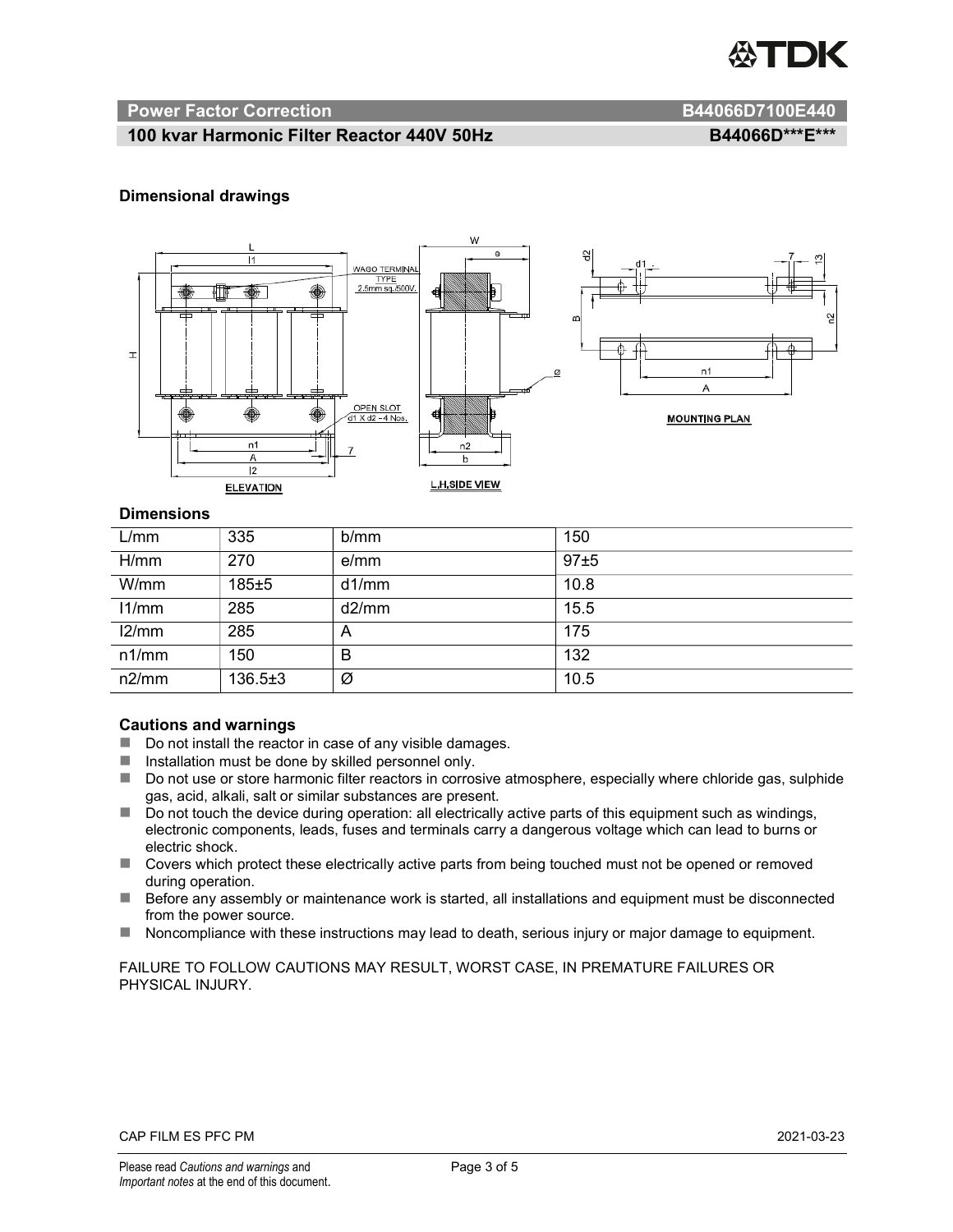**Power Factor Correction** **B44066D7100E440**

**100 kvar Harmonic Filter Reactor 440V 50Hz** **B44066D\*\*\*E\*\*\***

### Dimensional drawings

### Dimensions

| L/mm | 335 | b/mm | 150 |
|---|---|---|---|
| H/mm | 270 | e/mm | 97±5 |
| W/mm | 185±5 | d1/mm | 10.8 |
| l1/mm | 285 | d2/mm | 15.5 |
| l2/mm | 285 | A | 175 |
| n1/mm | 150 | B | 132 |
| n2/mm | 136.5±3 | Ø | 10.5 |

### Cautions and warnings

- Do not install the reactor in case of any visible damages.
- Installation must be done by skilled personnel only.
- Do not use or store harmonic filter reactors in corrosive atmosphere, especially where chloride gas, sulphide gas, acid, alkali, salt or similar substances are present.
- Do not touch the device during operation: all electrically active parts of this equipment such as windings, electronic components, leads, fuses and terminals carry a dangerous voltage which can lead to burns or electric shock.
- Covers which protect these electrically active parts from being touched must not be opened or removed during operation.
- Before any assembly or maintenance work is started, all installations and equipment must be disconnected from the power source.
- Noncompliance with these instructions may lead to death, serious injury or major damage to equipment.

FAILURE TO FOLLOW CAUTIONS MAY RESULT, WORST CASE, IN PREMATURE FAILURES OR PHYSICAL INJURY.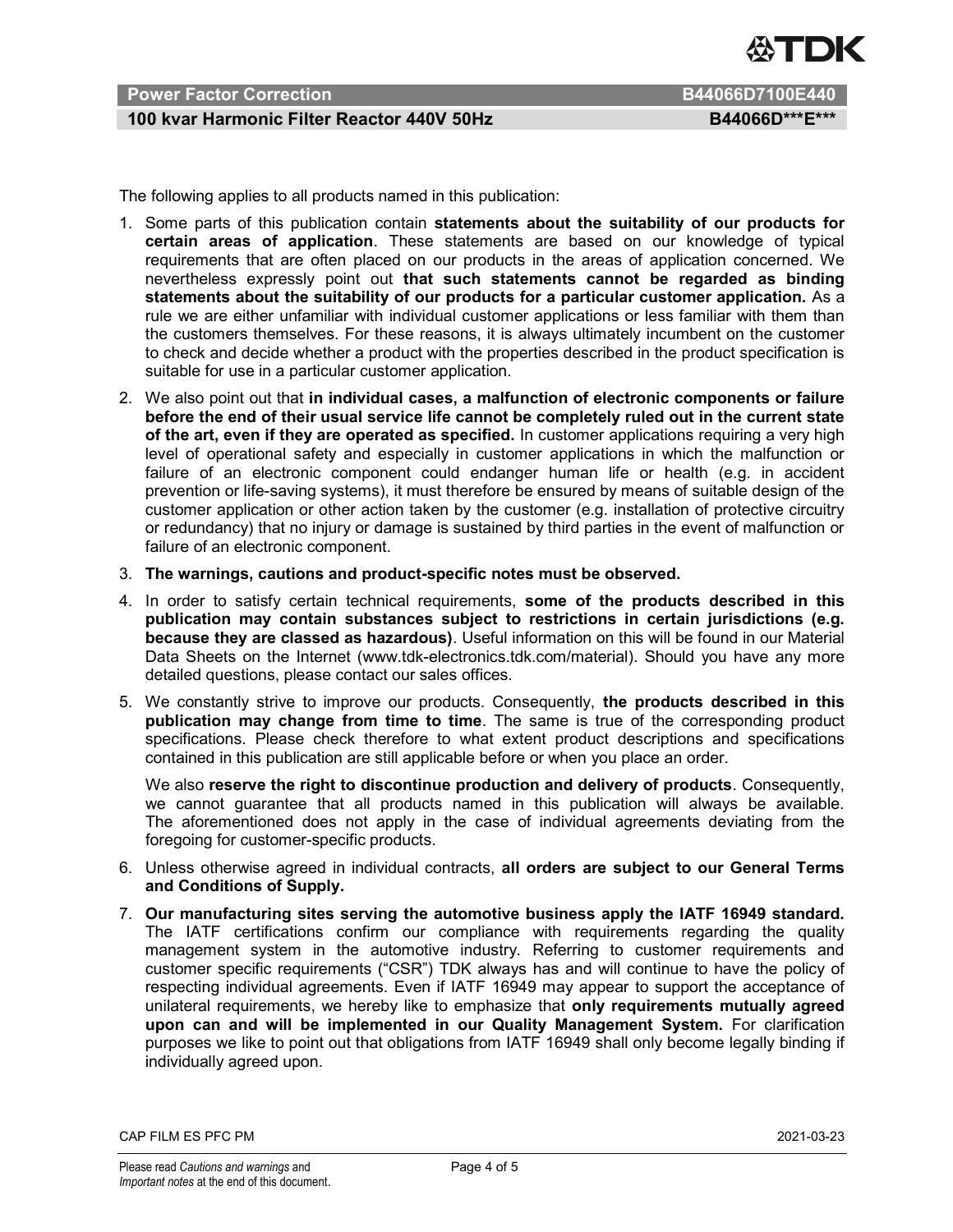The following applies to all products named in this publication:

1. Some parts of this publication contain **statements about the suitability of our products for certain areas of application**. These statements are based on our knowledge of typical requirements that are often placed on our products in the areas of application concerned. We nevertheless expressly point out **that such statements cannot be regarded as binding statements about the suitability of our products for a particular customer application.** As a rule we are either unfamiliar with individual customer applications or less familiar with them than the customers themselves. For these reasons, it is always ultimately incumbent on the customer to check and decide whether a product with the properties described in the product specification is suitable for use in a particular customer application.
2. We also point out that **in individual cases, a malfunction of electronic components or failure before the end of their usual service life cannot be completely ruled out in the current state of the art, even if they are operated as specified.** In customer applications requiring a very high level of operational safety and especially in customer applications in which the malfunction or failure of an electronic component could endanger human life or health (e.g. in accident prevention or life-saving systems), it must therefore be ensured by means of suitable design of the customer application or other action taken by the customer (e.g. installation of protective circuitry or redundancy) that no injury or damage is sustained by third parties in the event of malfunction or failure of an electronic component.
3. **The warnings, cautions and product-specific notes must be observed.**
4. In order to satisfy certain technical requirements, **some of the products described in this publication may contain substances subject to restrictions in certain jurisdictions (e.g. because they are classed as hazardous)**. Useful information on this will be found in our Material Data Sheets on the Internet (www.tdk-electronics.tdk.com/material). Should you have any more detailed questions, please contact our sales offices.
5. We constantly strive to improve our products. Consequently, **the products described in this publication may change from time to time**. The same is true of the corresponding product specifications. Please check therefore to what extent product descriptions and specifications contained in this publication are still applicable before or when you place an order.

   We also **reserve the right to discontinue production and delivery of products**. Consequently, we cannot guarantee that all products named in this publication will always be available. The aforementioned does not apply in the case of individual agreements deviating from the foregoing for customer-specific products.
6. Unless otherwise agreed in individual contracts, **all orders are subject to our General Terms and Conditions of Supply.**
7. **Our manufacturing sites serving the automotive business apply the IATF 16949 standard.** The IATF certifications confirm our compliance with requirements regarding the quality management system in the automotive industry. Referring to customer requirements and customer specific requirements ("CSR") TDK always has and will continue to have the policy of respecting individual agreements. Even if IATF 16949 may appear to support the acceptance of unilateral requirements, we hereby like to emphasize that **only requirements mutually agreed upon can and will be implemented in our Quality Management System.** For clarification purposes we like to point out that obligations from IATF 16949 shall only become legally binding if individually agreed upon.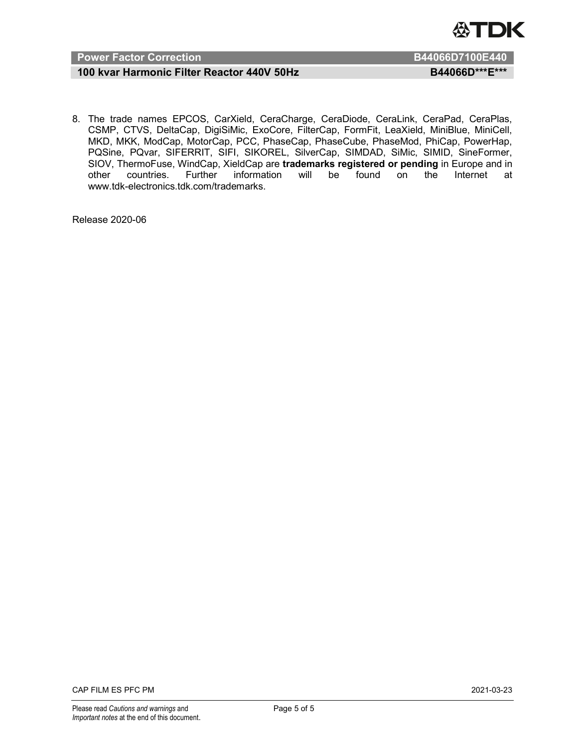8. The trade names EPCOS, CarXield, CeraCharge, CeraDiode, CeraLink, CeraPad, CeraPlas, CSMP, CTVS, DeltaCap, DigiSiMic, ExoCore, FilterCap, FormFit, LeaXield, MiniBlue, MiniCell, MKD, MKK, ModCap, MotorCap, PCC, PhaseCap, PhaseCube, PhaseMod, PhiCap, PowerHap, PQSine, PQvar, SIFERRIT, SIFI, SIKOREL, SilverCap, SIMDAD, SiMic, SIMID, SineFormer, SIOV, ThermoFuse, WindCap, XieldCap are **trademarks registered or pending** in Europe and in other countries. Further information will be found on the Internet at www.tdk-electronics.tdk.com/trademarks.

Release 2020-06